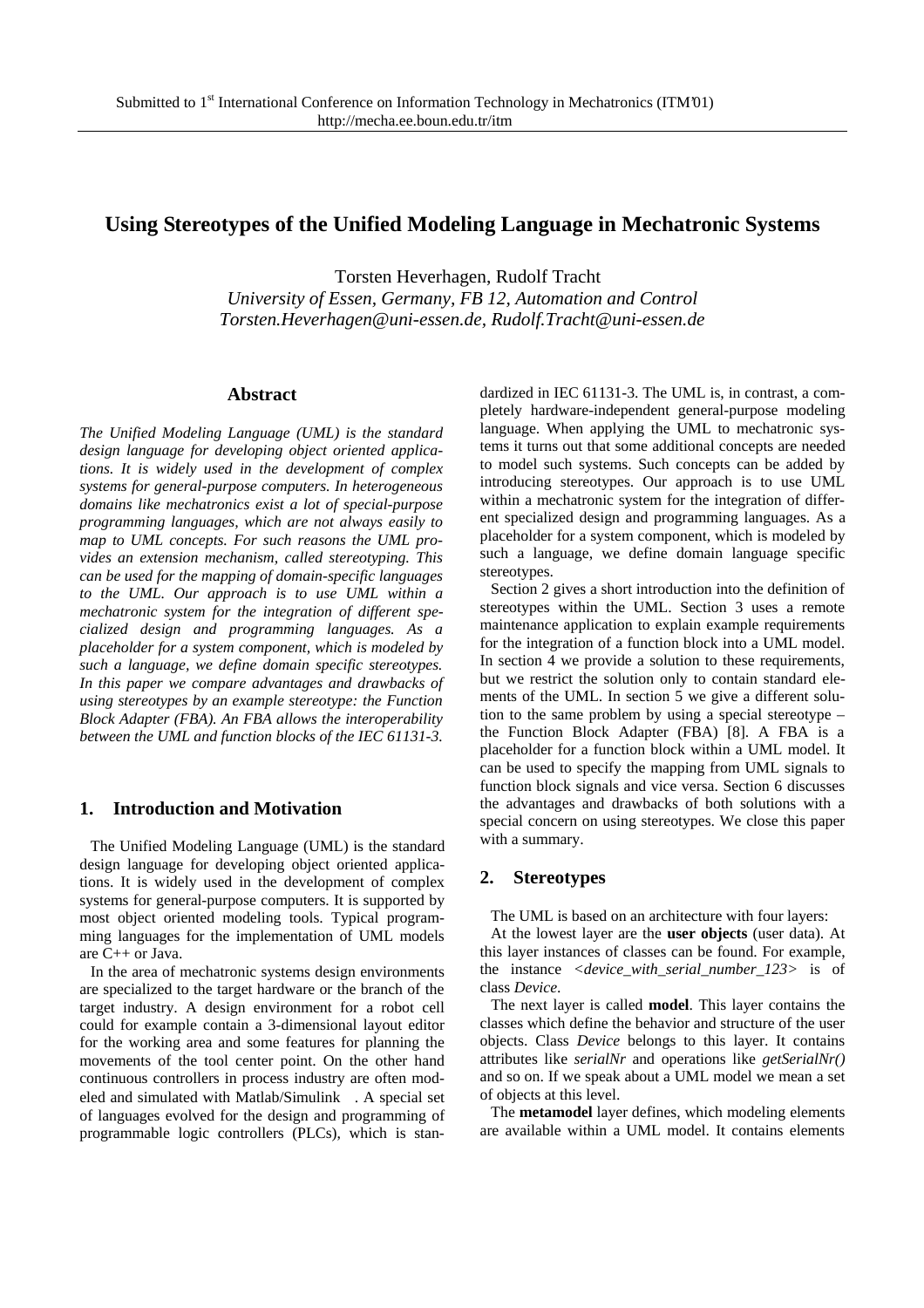Submitted to 1st International Conference on Information Technology in Mechatronics (ITM'01)
http://mecha.ee.boun.edu.tr/itm

# Using Stereotypes of the Unified Modeling Language in Mechatronic Systems

Torsten Heverhagen, Rudolf Tracht
*University of Essen, Germany, FB 12, Automation and Control*
*Torsten.Heverhagen@uni-essen.de, Rudolf.Tracht@uni-essen.de*

## Abstract

*The Unified Modeling Language (UML) is the standard design language for developing object oriented applications. It is widely used in the development of complex systems for general-purpose computers. In heterogeneous domains like mechatronics exist a lot of special-purpose programming languages, which are not always easily to map to UML concepts. For such reasons the UML provides an extension mechanism, called stereotyping. This can be used for the mapping of domain-specific languages to the UML. Our approach is to use UML within a mechatronic system for the integration of different specialized design and programming languages. As a placeholder for a system component, which is modeled by such a language, we define domain specific stereotypes. In this paper we compare advantages and drawbacks of using stereotypes by an example stereotype: the Function Block Adapter (FBA). An FBA allows the interoperability between the UML and function blocks of the IEC 61131-3.*

## 1. Introduction and Motivation

The Unified Modeling Language (UML) is the standard design language for developing object oriented applications. It is widely used in the development of complex systems for general-purpose computers. It is supported by most object oriented modeling tools. Typical programming languages for the implementation of UML models are C++ or Java.

In the area of mechatronic systems design environments are specialized to the target hardware or the branch of the target industry. A design environment for a robot cell could for example contain a 3-dimensional layout editor for the working area and some features for planning the movements of the tool center point. On the other hand continuous controllers in process industry are often modeled and simulated with Matlab/Simulink. A special set of languages evolved for the design and programming of programmable logic controllers (PLCs), which is standardized in IEC 61131-3. The UML is, in contrast, a completely hardware-independent general-purpose modeling language. When applying the UML to mechatronic systems it turns out that some additional concepts are needed to model such systems. Such concepts can be added by introducing stereotypes. Our approach is to use UML within a mechatronic system for the integration of different specialized design and programming languages. As a placeholder for a system component, which is modeled by such a language, we define domain language specific stereotypes.

Section 2 gives a short introduction into the definition of stereotypes within the UML. Section 3 uses a remote maintenance application to explain example requirements for the integration of a function block into a UML model. In section 4 we provide a solution to these requirements, but we restrict the solution only to contain standard elements of the UML. In section 5 we give a different solution to the same problem by using a special stereotype – the Function Block Adapter (FBA) [8]. A FBA is a placeholder for a function block within a UML model. It can be used to specify the mapping from UML signals to function block signals and vice versa. Section 6 discusses the advantages and drawbacks of both solutions with a special concern on using stereotypes. We close this paper with a summary.

## 2. Stereotypes

The UML is based on an architecture with four layers:

At the lowest layer are the **user objects** (user data). At this layer instances of classes can be found. For example, the instance *<device_with_serial_number_123>* is of class *Device*.

The next layer is called **model**. This layer contains the classes which define the behavior and structure of the user objects. Class *Device* belongs to this layer. It contains attributes like *serialNr* and operations like *getSerialNr()* and so on. If we speak about a UML model we mean a set of objects at this level.

The **metamodel** layer defines, which modeling elements are available within a UML model. It contains elements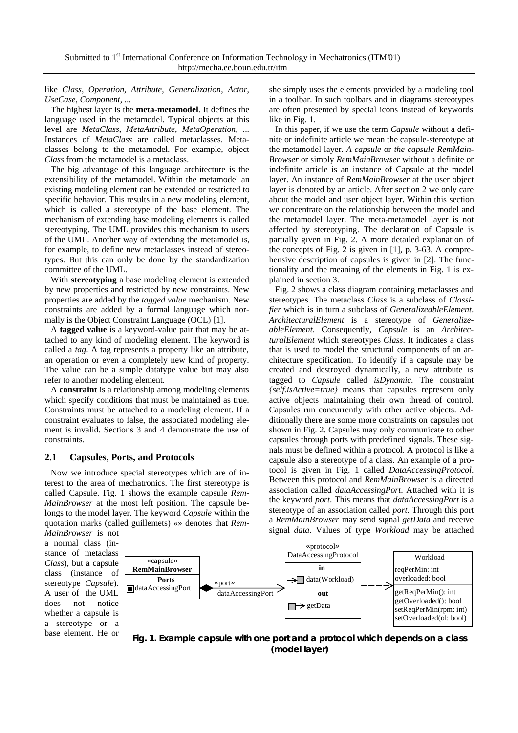like *Class*, *Operation*, *Attribute*, *Generalization*, *Actor*, *UseCase*, *Component*, ...

The highest layer is the **meta-metamodel**. It defines the language used in the metamodel. Typical objects at this level are *MetaClass*, *MetaAttribute*, *MetaOperation*, ... Instances of *MetaClass* are called metaclasses. Metaclasses belong to the metamodel. For example, object *Class* from the metamodel is a metaclass.

The big advantage of this language architecture is the extensibility of the metamodel. Within the metamodel an existing modeling element can be extended or restricted to specific behavior. This results in a new modeling element, which is called a stereotype of the base element. The mechanism of extending base modeling elements is called stereotyping. The UML provides this mechanism to users of the UML. Another way of extending the metamodel is, for example, to define new metaclasses instead of stereotypes. But this can only be done by the standardization committee of the UML.

With **stereotyping** a base modeling element is extended by new properties and restricted by new constraints. New properties are added by the *tagged value* mechanism. New constraints are added by a formal language which normally is the Object Constraint Language (OCL) [1].

A **tagged value** is a keyword-value pair that may be attached to any kind of modeling element. The keyword is called a *tag*. A tag represents a property like an attribute, an operation or even a completely new kind of property. The value can be a simple datatype value but may also refer to another modeling element.

A **constraint** is a relationship among modeling elements which specify conditions that must be maintained as true. Constraints must be attached to a modeling element. If a constraint evaluates to false, the associated modeling element is invalid. Sections 3 and 4 demonstrate the use of constraints.

## 2.1 Capsules, Ports, and Protocols

Now we introduce special stereotypes which are of interest to the area of mechatronics. The first stereotype is called Capsule. Fig. 1 shows the example capsule *RemMainBrowser* at the most left position. The capsule belongs to the model layer. The keyword *Capsule* within the quotation marks (called guillemets) «» denotes that *RemMainBrowser* is not a normal class (instance of metaclass *Class*), but a capsule class (instance of stereotype *Capsule*). A user of the UML does not notice whether a capsule is a stereotype or a base element. He or she simply uses the elements provided by a modeling tool in a toolbar. In such toolbars and in diagrams stereotypes are often presented by special icons instead of keywords like in Fig. 1.

In this paper, if we use the term *Capsule* without a definite or indefinite article we mean the capsule-stereotype at the metamodel layer. *A capsule* or *the capsule RemMainBrowser* or simply *RemMainBrowser* without a definite or indefinite article is an instance of Capsule at the model layer. An instance of *RemMainBrowser* at the user object layer is denoted by an article. After section 2 we only care about the model and user object layer. Within this section we concentrate on the relationship between the model and the metamodel layer. The meta-metamodel layer is not affected by stereotyping. The declaration of Capsule is partially given in Fig. 2. A more detailed explanation of the concepts of Fig. 2 is given in [1], p. 3-63. A comprehensive description of capsules is given in [2]. The functionality and the meaning of the elements in Fig. 1 is explained in section 3.

Fig. 2 shows a class diagram containing metaclasses and stereotypes. The metaclass *Class* is a subclass of *Classifier* which is in turn a subclass of *GeneralizeableElement*. *ArchitecturalElement* is a stereotype of *GeneralizeableElement*. Consequently, *Capsule* is an *ArchitecturalElement* which stereotypes *Class*. It indicates a class that is used to model the structural components of an architecture specification. To identify if a capsule may be created and destroyed dynamically, a new attribute is tagged to *Capsule* called *isDynamic*. The constraint *{self.isActive=true}* means that capsules represent only active objects maintaining their own thread of control. Capsules run concurrently with other active objects. Additionally there are some more constraints on capsules not shown in Fig. 2. Capsules may only communicate to other capsules through ports with predefined signals. These signals must be defined within a protocol. A protocol is like a capsule also a stereotype of a class. An example of a protocol is given in Fig. 1 called *DataAccessingProtocol*. Between this protocol and *RemMainBrowser* is a directed association called *dataAccessingPort*. Attached with it is the keyword *port*. This means that *dataAccessingPort* is a stereotype of an association called *port*. Through this port a *RemMainBrowser* may send signal *getData* and receive signal *data*. Values of type *Workload* may be attached

«capsule»
RemMainBrowser
Ports
dataAccessingPort

«port»
dataAccessingPort

«protocol»
DataAccessingProtocol
in
data(Workload)
out
getData

Workload
reqPerMin: int
overloaded: bool
getReqPerMin(): int
getOverloaded(): bool
setReqPerMin(rpm: int)
setOverloaded(ol: bool)

**Fig. 1. Example capsule with one port and a protocol which depends on a class (model layer)**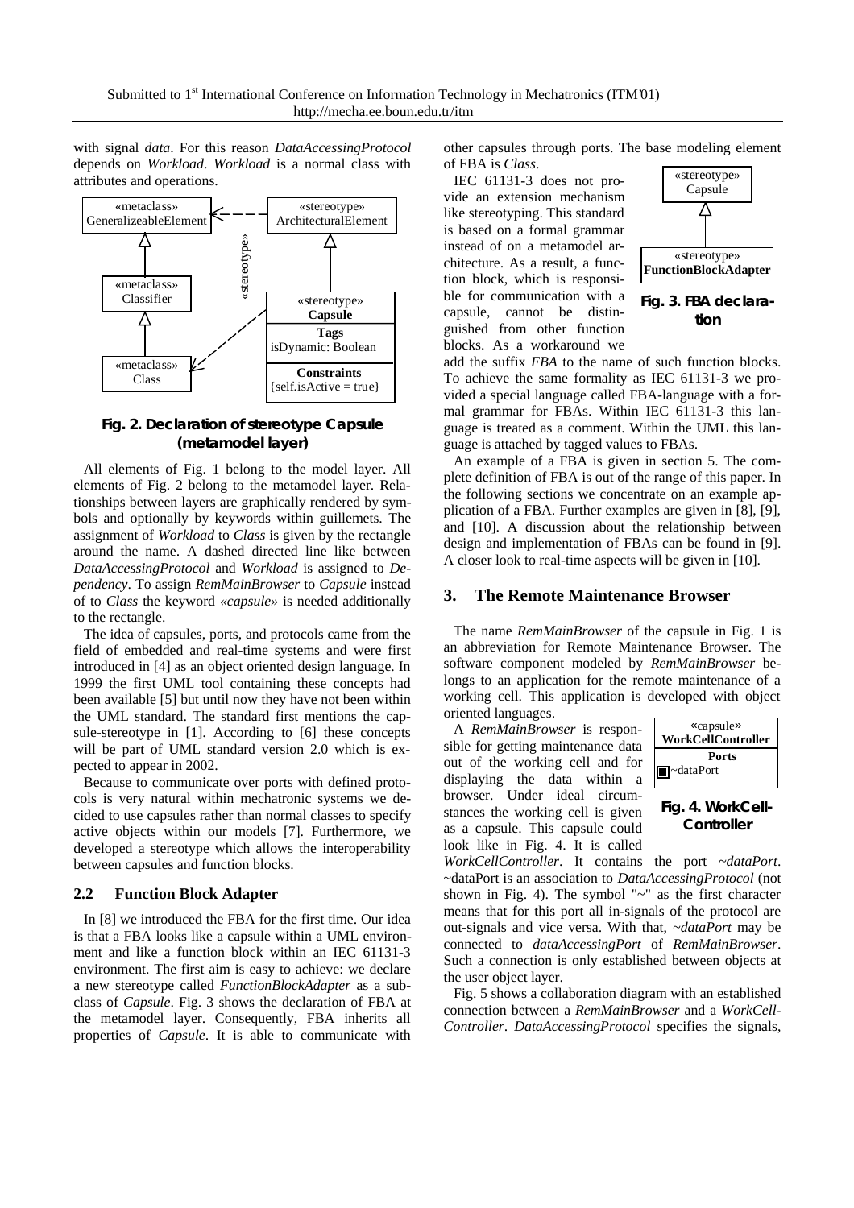with signal *data*. For this reason *DataAccessingProtocol* depends on *Workload*. *Workload* is a normal class with attributes and operations.

«metaclass»
GeneralizeableElement

«stereotype»
ArchitecturalElement

«stereotype»

«metaclass»
Classifier

«stereotype»
**Capsule**
**Tags**
isDynamic: Boolean

«metaclass»
Class

**Constraints**
{self.isActive = true}

**Fig. 2. Declaration of stereotype Capsule (metamodel layer)**

All elements of Fig. 1 belong to the model layer. All elements of Fig. 2 belong to the metamodel layer. Relationships between layers are graphically rendered by symbols and optionally by keywords within guillemets. The assignment of *Workload* to *Class* is given by the rectangle around the name. A dashed directed line like between *DataAccessingProtocol* and *Workload* is assigned to *Dependency*. To assign *RemMainBrowser* to *Capsule* instead of to *Class* the keyword *«capsule»* is needed additionally to the rectangle.

The idea of capsules, ports, and protocols came from the field of embedded and real-time systems and were first introduced in [4] as an object oriented design language. In 1999 the first UML tool containing these concepts had been available [5] but until now they have not been within the UML standard. The standard first mentions the capsule-stereotype in [1]. According to [6] these concepts will be part of UML standard version 2.0 which is expected to appear in 2002.

Because to communicate over ports with defined protocols is very natural within mechatronic systems we decided to use capsules rather than normal classes to specify active objects within our models [7]. Furthermore, we developed a stereotype which allows the interoperability between capsules and function blocks.

### 2.2 Function Block Adapter

In [8] we introduced the FBA for the first time. Our idea is that a FBA looks like a capsule within a UML environment and like a function block within an IEC 61131-3 environment. The first aim is easy to achieve: we declare a new stereotype called *FunctionBlockAdapter* as a subclass of *Capsule*. Fig. 3 shows the declaration of FBA at the metamodel layer. Consequently, FBA inherits all properties of *Capsule*. It is able to communicate with other capsules through ports. The base modeling element of FBA is *Class*.

IEC 61131-3 does not provide an extension mechanism like stereotyping. This standard is based on a formal grammar instead of on a metamodel architecture. As a result, a function block, which is responsible for communication with a capsule, cannot be distinguished from other function blocks. As a workaround we add the suffix *FBA* to the name of such function blocks. To achieve the same formality as IEC 61131-3 we provided a special language called FBA-language with a formal grammar for FBAs. Within IEC 61131-3 this language is treated as a comment. Within the UML this language is attached by tagged values to FBAs.

«stereotype»
Capsule

«stereotype»
**FunctionBlockAdapter**

**Fig. 3. FBA declaration**

An example of a FBA is given in section 5. The complete definition of FBA is out of the range of this paper. In the following sections we concentrate on an example application of a FBA. Further examples are given in [8], [9], and [10]. A discussion about the relationship between design and implementation of FBAs can be found in [9]. A closer look to real-time aspects will be given in [10].

## 3. The Remote Maintenance Browser

The name *RemMainBrowser* of the capsule in Fig. 1 is an abbreviation for Remote Maintenance Browser. The software component modeled by *RemMainBrowser* belongs to an application for the remote maintenance of a working cell. This application is developed with object oriented languages.

A *RemMainBrowser* is responsible for getting maintenance data out of the working cell and for displaying the data within a browser. Under ideal circumstances the working cell is given as a capsule. This capsule could look like in Fig. 4. It is called *WorkCellController*. It contains the port *~dataPort*. ~dataPort is an association to *DataAccessingProtocol* (not shown in Fig. 4). The symbol "~" as the first character means that for this port all in-signals of the protocol are out-signals and vice versa. With that, *~dataPort* may be connected to *dataAccessingPort* of *RemMainBrowser*. Such a connection is only established between objects at the user object layer.

«capsule»
**WorkCellController**
**Ports**
~dataPort

**Fig. 4. WorkCellController**

Fig. 5 shows a collaboration diagram with an established connection between a *RemMainBrowser* and a *WorkCellController*. *DataAccessingProtocol* specifies the signals,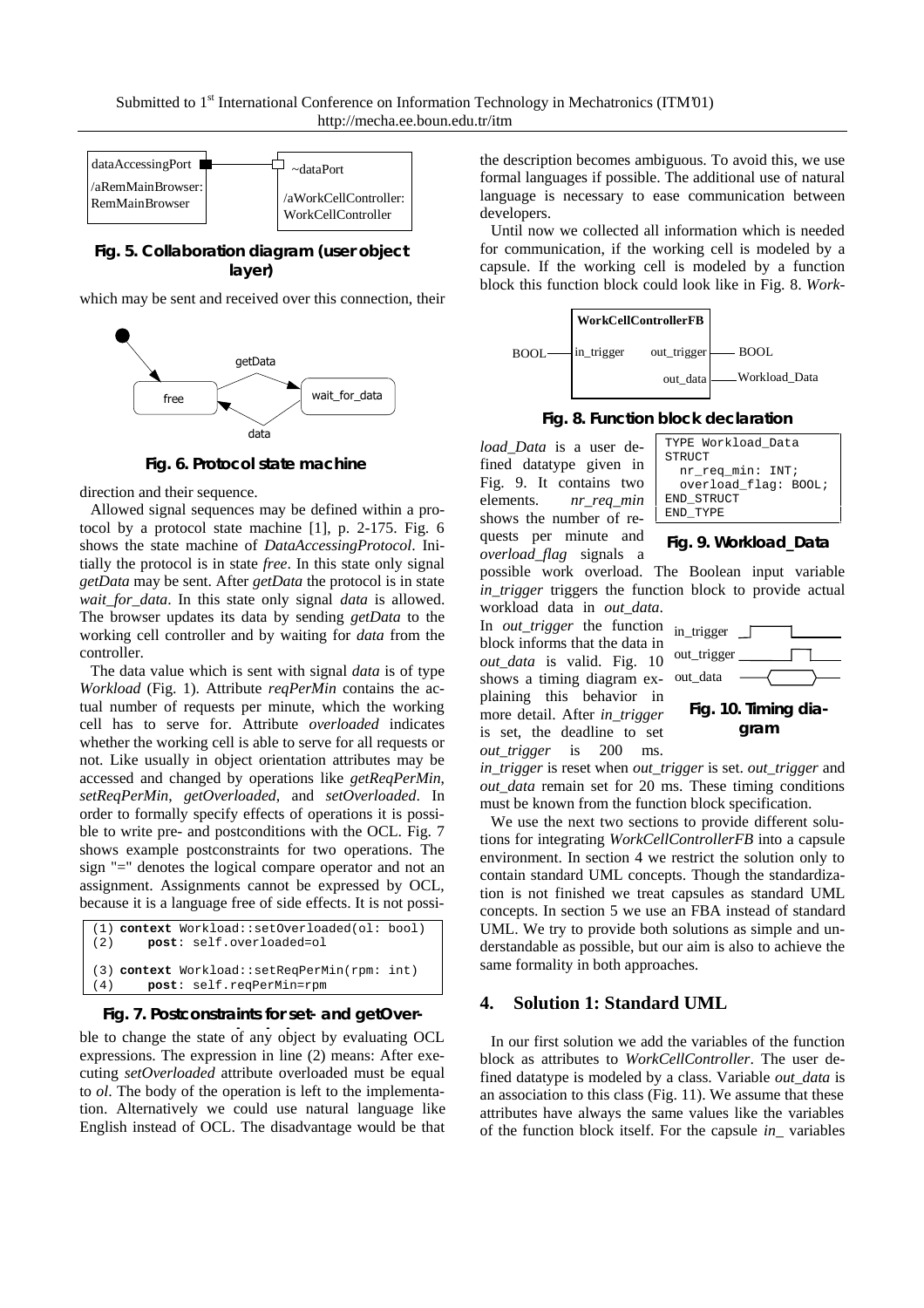dataAccessingPort

/aRemMainBrowser: RemMainBrowser

~dataPort

/aWorkCellController: WorkCellController

**Fig. 5. Collaboration diagram (user object layer)**

which may be sent and received over this connection, their

getData

free

wait_for_data

data

**Fig. 6. Protocol state machine**

direction and their sequence.

Allowed signal sequences may be defined within a protocol by a protocol state machine [1], p. 2-175. Fig. 6 shows the state machine of *DataAccessingProtocol*. Initially the protocol is in state *free*. In this state only signal *getData* may be sent. After *getData* the protocol is in state *wait_for_data*. In this state only signal *data* is allowed. The browser updates its data by sending *getData* to the working cell controller and by waiting for *data* from the controller.

The data value which is sent with signal *data* is of type *Workload* (Fig. 1). Attribute *reqPerMin* contains the actual number of requests per minute, which the working cell has to serve for. Attribute *overloaded* indicates whether the working cell is able to serve for all requests or not. Like usually in object orientation attributes may be accessed and changed by operations like *getReqPerMin*, *setReqPerMin*, *getOverloaded*, and *setOverloaded*. In order to formally specify effects of operations it is possible to write pre- and postconditions with the OCL. Fig. 7 shows example postconstraints for two operations. The sign "=" denotes the logical compare operator and not an assignment. Assignments cannot be expressed by OCL, because it is a language free of side effects. It is not possible to change the state of any object by evaluating OCL expressions. The expression in line (2) means: After executing *setOverloaded* attribute overloaded must be equal to *ol*. The body of the operation is left to the implementation. Alternatively we could use natural language like English instead of OCL. The disadvantage would be that the description becomes ambiguous. To avoid this, we use formal languages if possible. The additional use of natural language is necessary to ease communication between developers.

```
(1) context Workload::setOverloaded(ol: bool)
(2)     post: self.overloaded=ol

(3) context Workload::setReqPerMin(rpm: int)
(4)     post: self.reqPerMin=rpm
```

**Fig. 7. Postconstraints for set- and getOver-**

Until now we collected all information which is needed for communication, if the working cell is modeled by a capsule. If the working cell is modeled by a function block this function block could look like in Fig. 8. *Workload_Data* is a user defined datatype given in Fig. 9. It contains two elements. *nr_req_min* shows the number of requests per minute and *overload_flag* signals a possible work overload. The Boolean input variable *in_trigger* triggers the function block to provide actual workload data in *out_data*. In *out_trigger* the function block informs that the data in *out_data* is valid. Fig. 10 shows a timing diagram explaining this behavior in more detail. After *in_trigger* is set, the deadline to set *out_trigger* is 200 ms. *in_trigger* is reset when *out_trigger* is set. *out_trigger* and *out_data* remain set for 20 ms. These timing conditions must be known from the function block specification.

WorkCellControllerFB

BOOL — in_trigger

out_trigger — BOOL

out_data — Workload_Data

**Fig. 8. Function block declaration**

```
TYPE Workload_Data
STRUCT
  nr_req_min: INT;
  overload_flag: BOOL;
END_STRUCT
END_TYPE
```

**Fig. 9. Workload_Data**

in_trigger

out_trigger

out_data

**Fig. 10. Timing diagram**

We use the next two sections to provide different solutions for integrating *WorkCellControllerFB* into a capsule environment. In section 4 we restrict the solution only to contain standard UML concepts. Though the standardization is not finished we treat capsules as standard UML concepts. In section 5 we use an FBA instead of standard UML. We try to provide both solutions as simple and understandable as possible, but our aim is also to achieve the same formality in both approaches.

## 4. Solution 1: Standard UML

In our first solution we add the variables of the function block as attributes to *WorkCellController*. The user defined datatype is modeled by a class. Variable *out_data* is an association to this class (Fig. 11). We assume that these attributes have always the same values like the variables of the function block itself. For the capsule *in_* variables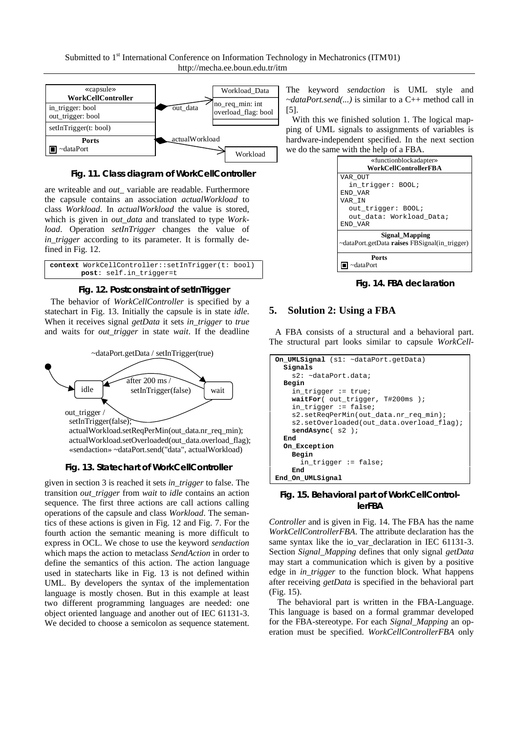«capsule»
**WorkCellController**

in_trigger: bool
out_trigger: bool

setInTrigger(t: bool)

**Ports**
~dataPort

out_data

Workload_Data

no_req_min: int
overload_flag: bool

actualWorkload

Workload

**Fig. 11. Class diagram of WorkCellController**

are writeable and *out_* variable are readable. Furthermore the capsule contains an association *actualWorkload* to class *Workload*. In *actualWorkload* the value is stored, which is given in *out_data* and translated to type *Workload*. Operation *setInTrigger* changes the value of *in_trigger* according to its parameter. It is formally defined in Fig. 12.

```
context WorkCellController::setInTrigger(t: bool)
        post: self.in_trigger=t
```

**Fig. 12. Postconstraint of setInTrigger**

The behavior of *WorkCellController* is specified by a statechart in Fig. 13. Initially the capsule is in state *idle*. When it receives signal *getData* it sets *in_trigger* to *true* and waits for *out_trigger* in state *wait*. If the deadline

~dataPort.getData / setInTrigger(true)

idle

after 200 ms /
setInTrigger(false)

wait

out_trigger /
setInTrigger(false);
actualWorkload.setReqPerMin(out_data.nr_req_min);
actualWorkload.setOverloaded(out_data.overload_flag);
«sendaction» ~dataPort.send("data", actualWorkload)

**Fig. 13. Statechart of WorkCellController**

given in section 3 is reached it sets *in_trigger* to false. The transition *out_trigger* from *wait* to *idle* contains an action sequence. The first three actions are call actions calling operations of the capsule and class *Workload*. The semantics of these actions is given in Fig. 12 and Fig. 7. For the fourth action the semantic meaning is more difficult to express in OCL. We chose to use the keyword *sendaction* which maps the action to metaclass *SendAction* in order to define the semantics of this action. The action language used in statecharts like in Fig. 13 is not defined within UML. By developers the syntax of the implementation language is mostly chosen. But in this example at least two different programming languages are needed: one object oriented language and another out of IEC 61131-3. We decided to choose a semicolon as sequence statement. The keyword *sendaction* is UML style and *~dataPort.send(...)* is similar to a C++ method call in [5].

With this we finished solution 1. The logical mapping of UML signals to assignments of variables is hardware-independent specified. In the next section we do the same with the help of a FBA.

«functionblockadapter»
**WorkCellControllerFBA**

```
VAR_OUT
  in_trigger: BOOL;
END_VAR
VAR_IN
  out_trigger: BOOL;
  out_data: Workload_Data;
END_VAR
```

**Signal_Mapping**
~dataPort.getData **raises** FBSignal(in_trigger)

**Ports**
~dataPort

**Fig. 14. FBA declaration**

## 5. Solution 2: Using a FBA

A FBA consists of a structural and a behavioral part. The structural part looks similar to capsule *WorkCellController* and is given in Fig. 14. The FBA has the name *WorkCellControllerFBA*. The attribute declaration has the same syntax like the io_var_declaration in IEC 61131-3. Section *Signal_Mapping* defines that only signal *getData* may start a communication which is given by a positive edge in *in_trigger* to the function block. What happens after receiving *getData* is specified in the behavioral part (Fig. 15).

```
On_UMLSignal (s1: ~dataPort.getData)
  Signals
    s2: ~dataPort.data;
  Begin
    in_trigger := true;
    waitFor( out_trigger, T#200ms );
    in_trigger := false;
    s2.setReqPerMin(out_data.nr_req_min);
    s2.setOverloaded(out_data.overload_flag);
    sendAsync( s2 );
  End
  On_Exception
    Begin
      in_trigger := false;
    End
End_On_UMLSignal
```

**Fig. 15. Behavioral part of WorkCellControllerFBA**

The behavioral part is written in the FBA-Language. This language is based on a formal grammar developed for the FBA-stereotype. For each *Signal_Mapping* an operation must be specified. *WorkCellControllerFBA* only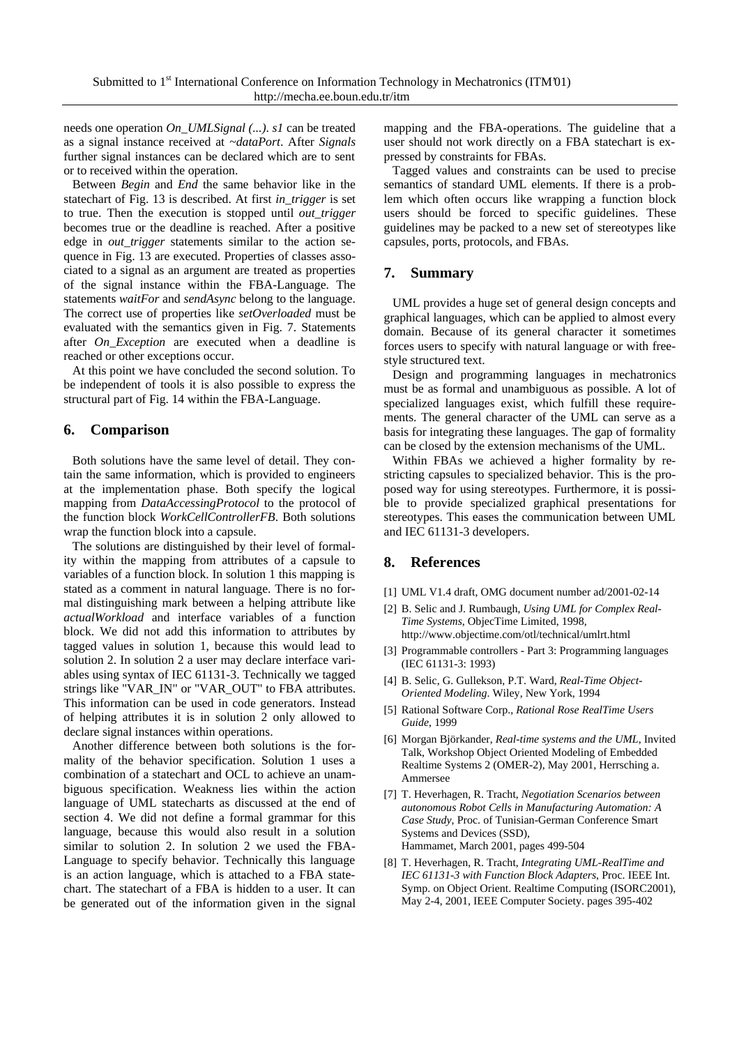needs one operation *On_UMLSignal (...)*. *s1* can be treated as a signal instance received at *~dataPort*. After *Signals* further signal instances can be declared which are to sent or to received within the operation.

Between *Begin* and *End* the same behavior like in the statechart of Fig. 13 is described. At first *in_trigger* is set to true. Then the execution is stopped until *out_trigger* becomes true or the deadline is reached. After a positive edge in *out_trigger* statements similar to the action sequence in Fig. 13 are executed. Properties of classes associated to a signal as an argument are treated as properties of the signal instance within the FBA-Language. The statements *waitFor* and *sendAsync* belong to the language. The correct use of properties like *setOverloaded* must be evaluated with the semantics given in Fig. 7. Statements after *On_Exception* are executed when a deadline is reached or other exceptions occur.

At this point we have concluded the second solution. To be independent of tools it is also possible to express the structural part of Fig. 14 within the FBA-Language.

## 6. Comparison

Both solutions have the same level of detail. They contain the same information, which is provided to engineers at the implementation phase. Both specify the logical mapping from *DataAccessingProtocol* to the protocol of the function block *WorkCellControllerFB*. Both solutions wrap the function block into a capsule.

The solutions are distinguished by their level of formality within the mapping from attributes of a capsule to variables of a function block. In solution 1 this mapping is stated as a comment in natural language. There is no formal distinguishing mark between a helping attribute like *actualWorkload* and interface variables of a function block. We did not add this information to attributes by tagged values in solution 1, because this would lead to solution 2. In solution 2 a user may declare interface variables using syntax of IEC 61131-3. Technically we tagged strings like "VAR_IN" or "VAR_OUT" to FBA attributes. This information can be used in code generators. Instead of helping attributes it is in solution 2 only allowed to declare signal instances within operations.

Another difference between both solutions is the formality of the behavior specification. Solution 1 uses a combination of a statechart and OCL to achieve an unambiguous specification. Weakness lies within the action language of UML statecharts as discussed at the end of section 4. We did not define a formal grammar for this language, because this would also result in a solution similar to solution 2. In solution 2 we used the FBA-Language to specify behavior. Technically this language is an action language, which is attached to a FBA statechart. The statechart of a FBA is hidden to a user. It can be generated out of the information given in the signal mapping and the FBA-operations. The guideline that a user should not work directly on a FBA statechart is expressed by constraints for FBAs.

Tagged values and constraints can be used to precise semantics of standard UML elements. If there is a problem which often occurs like wrapping a function block users should be forced to specific guidelines. These guidelines may be packed to a new set of stereotypes like capsules, ports, protocols, and FBAs.

## 7. Summary

UML provides a huge set of general design concepts and graphical languages, which can be applied to almost every domain. Because of its general character it sometimes forces users to specify with natural language or with free-style structured text.

Design and programming languages in mechatronics must be as formal and unambiguous as possible. A lot of specialized languages exist, which fulfill these requirements. The general character of the UML can serve as a basis for integrating these languages. The gap of formality can be closed by the extension mechanisms of the UML.

Within FBAs we achieved a higher formality by restricting capsules to specialized behavior. This is the proposed way for using stereotypes. Furthermore, it is possible to provide specialized graphical presentations for stereotypes. This eases the communication between UML and IEC 61131-3 developers.

## 8. References

[1] UML V1.4 draft, OMG document number ad/2001-02-14

[2] B. Selic and J. Rumbaugh, *Using UML for Complex Real-Time Systems*, ObjecTime Limited, 1998, http://www.objectime.com/otl/technical/umlrt.html

[3] Programmable controllers - Part 3: Programming languages (IEC 61131-3: 1993)

[4] B. Selic, G. Gullekson, P.T. Ward, *Real-Time Object-Oriented Modeling*. Wiley, New York, 1994

[5] Rational Software Corp., *Rational Rose RealTime Users Guide*, 1999

[6] Morgan Björkander, *Real-time systems and the UML*, Invited Talk, Workshop Object Oriented Modeling of Embedded Realtime Systems 2 (OMER-2), May 2001, Herrsching a. Ammersee

[7] T. Heverhagen, R. Tracht, *Negotiation Scenarios between autonomous Robot Cells in Manufacturing Automation: A Case Study*, Proc. of Tunisian-German Conference Smart Systems and Devices (SSD), Hammamet, March 2001, pages 499-504

[8] T. Heverhagen, R. Tracht, *Integrating UML-RealTime and IEC 61131-3 with Function Block Adapters*, Proc. IEEE Int. Symp. on Object Orient. Realtime Computing (ISORC2001), May 2-4, 2001, IEEE Computer Society. pages 395-402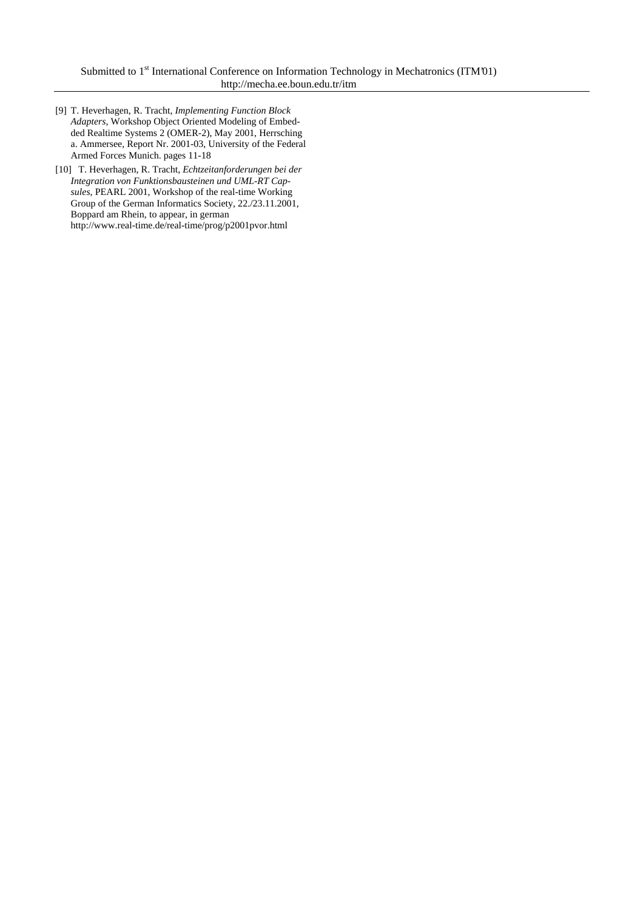[9] T. Heverhagen, R. Tracht, *Implementing Function Block Adapters*, Workshop Object Oriented Modeling of Embedded Realtime Systems 2 (OMER-2), May 2001, Herrsching a. Ammersee, Report Nr. 2001-03, University of the Federal Armed Forces Munich. pages 11-18

[10] T. Heverhagen, R. Tracht, *Echtzeitanforderungen bei der Integration von Funktionsbausteinen und UML-RT Capsules*, PEARL 2001, Workshop of the real-time Working Group of the German Informatics Society, 22./23.11.2001, Boppard am Rhein, to appear, in german http://www.real-time.de/real-time/prog/p2001pvor.html